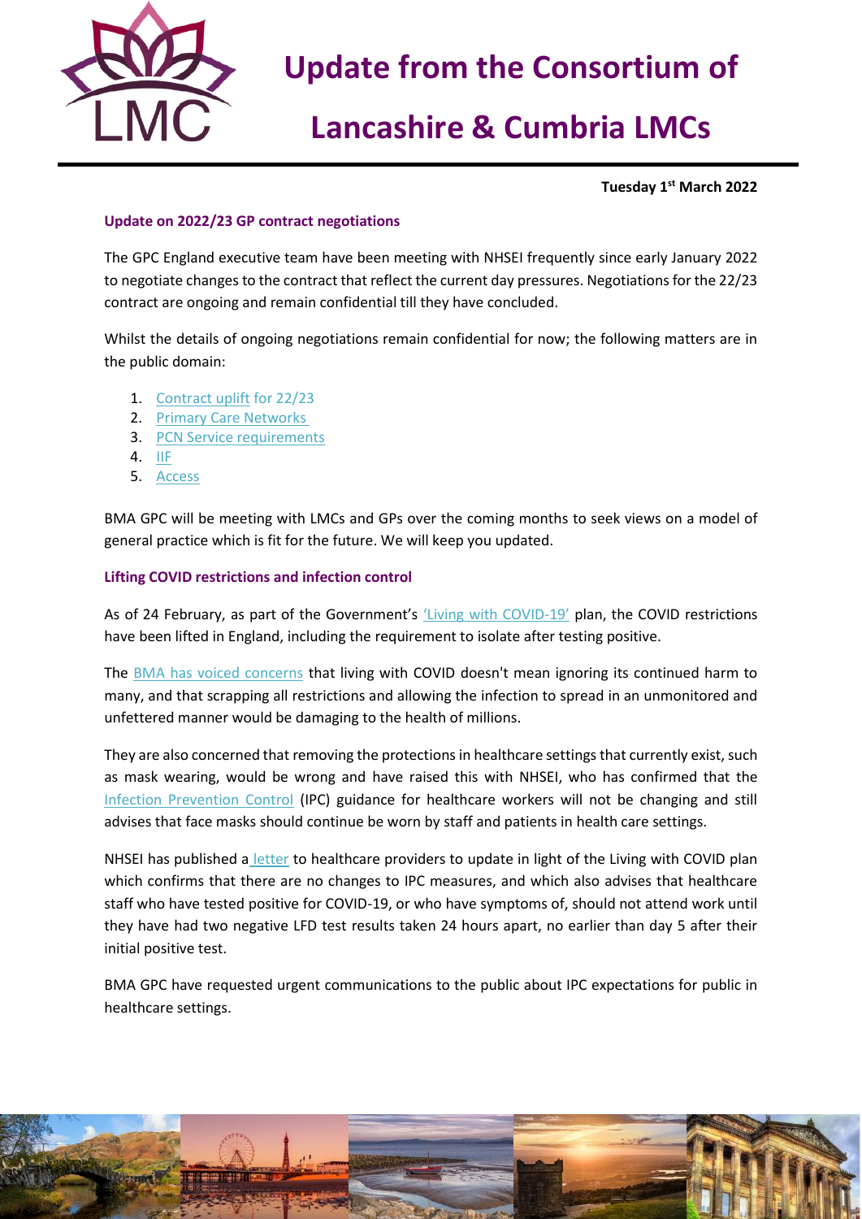# Update from the Consortium of Lancashire & Cumbria LMCs

**Tuesday 1st March 2022**

## Update on 2022/23 GP contract negotiations

The GPC England executive team have been meeting with NHSEI frequently since early January 2022 to negotiate changes to the contract that reflect the current day pressures. Negotiations for the 22/23 contract are ongoing and remain confidential till they have concluded.

Whilst the details of ongoing negotiations remain confidential for now; the following matters are in the public domain:

1. Contract uplift for 22/23
2. Primary Care Networks
3. PCN Service requirements
4. IIF
5. Access

BMA GPC will be meeting with LMCs and GPs over the coming months to seek views on a model of general practice which is fit for the future. We will keep you updated.

## Lifting COVID restrictions and infection control

As of 24 February, as part of the Government's 'Living with COVID-19' plan, the COVID restrictions have been lifted in England, including the requirement to isolate after testing positive.

The BMA has voiced concerns that living with COVID doesn't mean ignoring its continued harm to many, and that scrapping all restrictions and allowing the infection to spread in an unmonitored and unfettered manner would be damaging to the health of millions.

They are also concerned that removing the protections in healthcare settings that currently exist, such as mask wearing, would be wrong and have raised this with NHSEI, who has confirmed that the Infection Prevention Control (IPC) guidance for healthcare workers will not be changing and still advises that face masks should continue be worn by staff and patients in health care settings.

NHSEI has published a letter to healthcare providers to update in light of the Living with COVID plan which confirms that there are no changes to IPC measures, and which also advises that healthcare staff who have tested positive for COVID-19, or who have symptoms of, should not attend work until they have had two negative LFD test results taken 24 hours apart, no earlier than day 5 after their initial positive test.

BMA GPC have requested urgent communications to the public about IPC expectations for public in healthcare settings.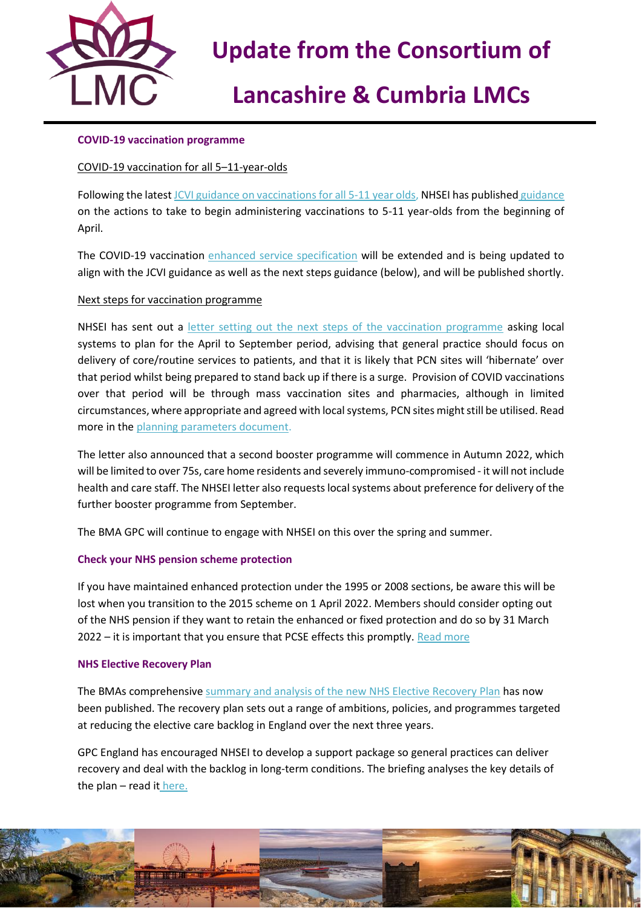# Update from the Consortium of Lancashire & Cumbria LMCs

## COVID-19 vaccination programme

### COVID-19 vaccination for all 5–11-year-olds

Following the latest JCVI guidance on vaccinations for all 5-11 year olds, NHSEI has published guidance on the actions to take to begin administering vaccinations to 5-11 year-olds from the beginning of April.

The COVID-19 vaccination enhanced service specification will be extended and is being updated to align with the JCVI guidance as well as the next steps guidance (below), and will be published shortly.

### Next steps for vaccination programme

NHSEI has sent out a letter setting out the next steps of the vaccination programme asking local systems to plan for the April to September period, advising that general practice should focus on delivery of core/routine services to patients, and that it is likely that PCN sites will 'hibernate' over that period whilst being prepared to stand back up if there is a surge. Provision of COVID vaccinations over that period will be through mass vaccination sites and pharmacies, although in limited circumstances, where appropriate and agreed with local systems, PCN sites might still be utilised. Read more in the planning parameters document.

The letter also announced that a second booster programme will commence in Autumn 2022, which will be limited to over 75s, care home residents and severely immuno-compromised - it will not include health and care staff. The NHSEI letter also requests local systems about preference for delivery of the further booster programme from September.

The BMA GPC will continue to engage with NHSEI on this over the spring and summer.

## Check your NHS pension scheme protection

If you have maintained enhanced protection under the 1995 or 2008 sections, be aware this will be lost when you transition to the 2015 scheme on 1 April 2022. Members should consider opting out of the NHS pension if they want to retain the enhanced or fixed protection and do so by 31 March 2022 – it is important that you ensure that PCSE effects this promptly. Read more

## NHS Elective Recovery Plan

The BMAs comprehensive summary and analysis of the new NHS Elective Recovery Plan has now been published. The recovery plan sets out a range of ambitions, policies, and programmes targeted at reducing the elective care backlog in England over the next three years.

GPC England has encouraged NHSEI to develop a support package so general practices can deliver recovery and deal with the backlog in long-term conditions. The briefing analyses the key details of the plan – read it here.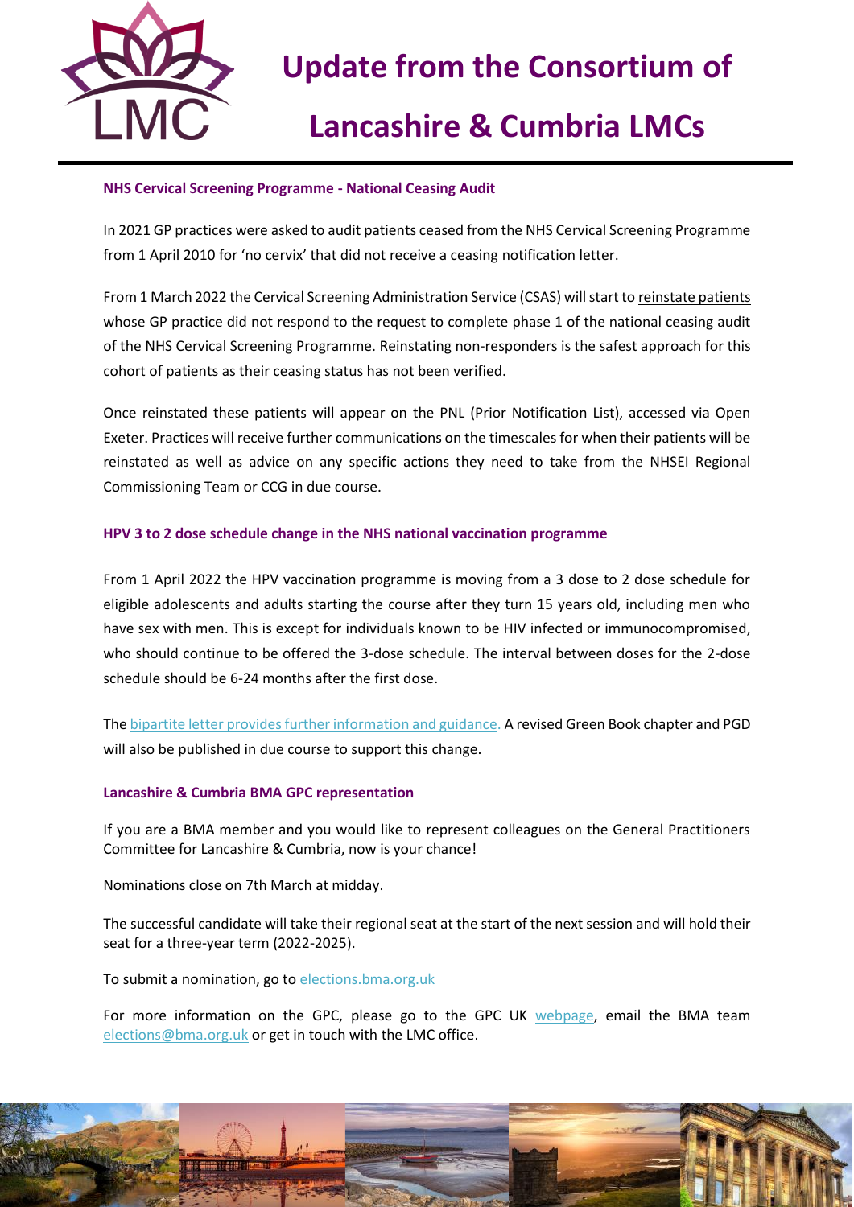# Update from the Consortium of Lancashire & Cumbria LMCs

### NHS Cervical Screening Programme - National Ceasing Audit

In 2021 GP practices were asked to audit patients ceased from the NHS Cervical Screening Programme from 1 April 2010 for 'no cervix' that did not receive a ceasing notification letter.

From 1 March 2022 the Cervical Screening Administration Service (CSAS) will start to reinstate patients whose GP practice did not respond to the request to complete phase 1 of the national ceasing audit of the NHS Cervical Screening Programme. Reinstating non-responders is the safest approach for this cohort of patients as their ceasing status has not been verified.

Once reinstated these patients will appear on the PNL (Prior Notification List), accessed via Open Exeter. Practices will receive further communications on the timescales for when their patients will be reinstated as well as advice on any specific actions they need to take from the NHSEI Regional Commissioning Team or CCG in due course.

### HPV 3 to 2 dose schedule change in the NHS national vaccination programme

From 1 April 2022 the HPV vaccination programme is moving from a 3 dose to 2 dose schedule for eligible adolescents and adults starting the course after they turn 15 years old, including men who have sex with men. This is except for individuals known to be HIV infected or immunocompromised, who should continue to be offered the 3-dose schedule. The interval between doses for the 2-dose schedule should be 6-24 months after the first dose.

The bipartite letter provides further information and guidance. A revised Green Book chapter and PGD will also be published in due course to support this change.

### Lancashire & Cumbria BMA GPC representation

If you are a BMA member and you would like to represent colleagues on the General Practitioners Committee for Lancashire & Cumbria, now is your chance!

Nominations close on 7th March at midday.

The successful candidate will take their regional seat at the start of the next session and will hold their seat for a three-year term (2022-2025).

To submit a nomination, go to elections.bma.org.uk

For more information on the GPC, please go to the GPC UK webpage, email the BMA team elections@bma.org.uk or get in touch with the LMC office.